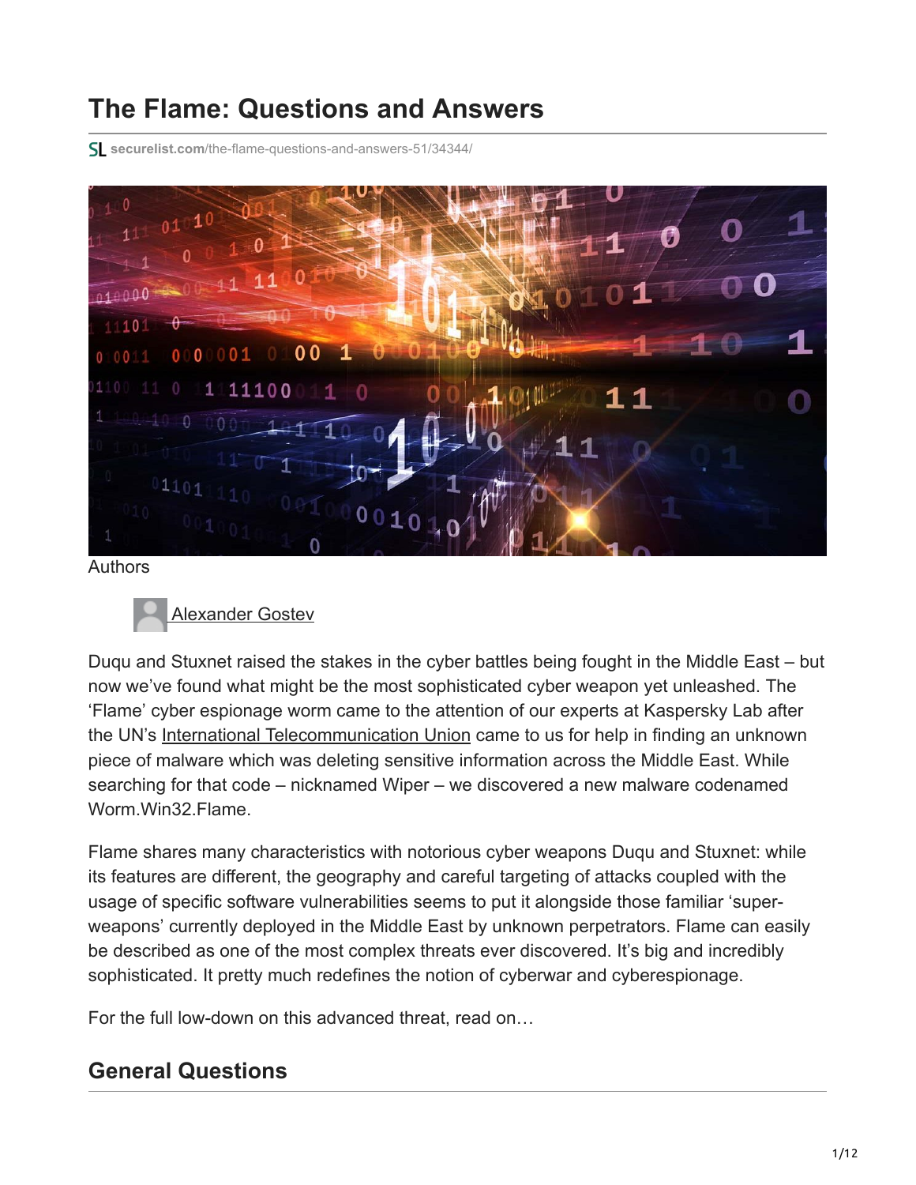# The Flame: Questions and Answers

securelist.com/the-flame-questions-and-answers-51/34344/

Authors

Alexander Gostev

Duqu and Stuxnet raised the stakes in the cyber battles being fought in the Middle East – but now we've found what might be the most sophisticated cyber weapon yet unleashed. The 'Flame' cyber espionage worm came to the attention of our experts at Kaspersky Lab after the UN's International Telecommunication Union came to us for help in finding an unknown piece of malware which was deleting sensitive information across the Middle East. While searching for that code – nicknamed Wiper – we discovered a new malware codenamed Worm.Win32.Flame.

Flame shares many characteristics with notorious cyber weapons Duqu and Stuxnet: while its features are different, the geography and careful targeting of attacks coupled with the usage of specific software vulnerabilities seems to put it alongside those familiar 'super-weapons' currently deployed in the Middle East by unknown perpetrators. Flame can easily be described as one of the most complex threats ever discovered. It's big and incredibly sophisticated. It pretty much redefines the notion of cyberwar and cyberespionage.

For the full low-down on this advanced threat, read on…

## General Questions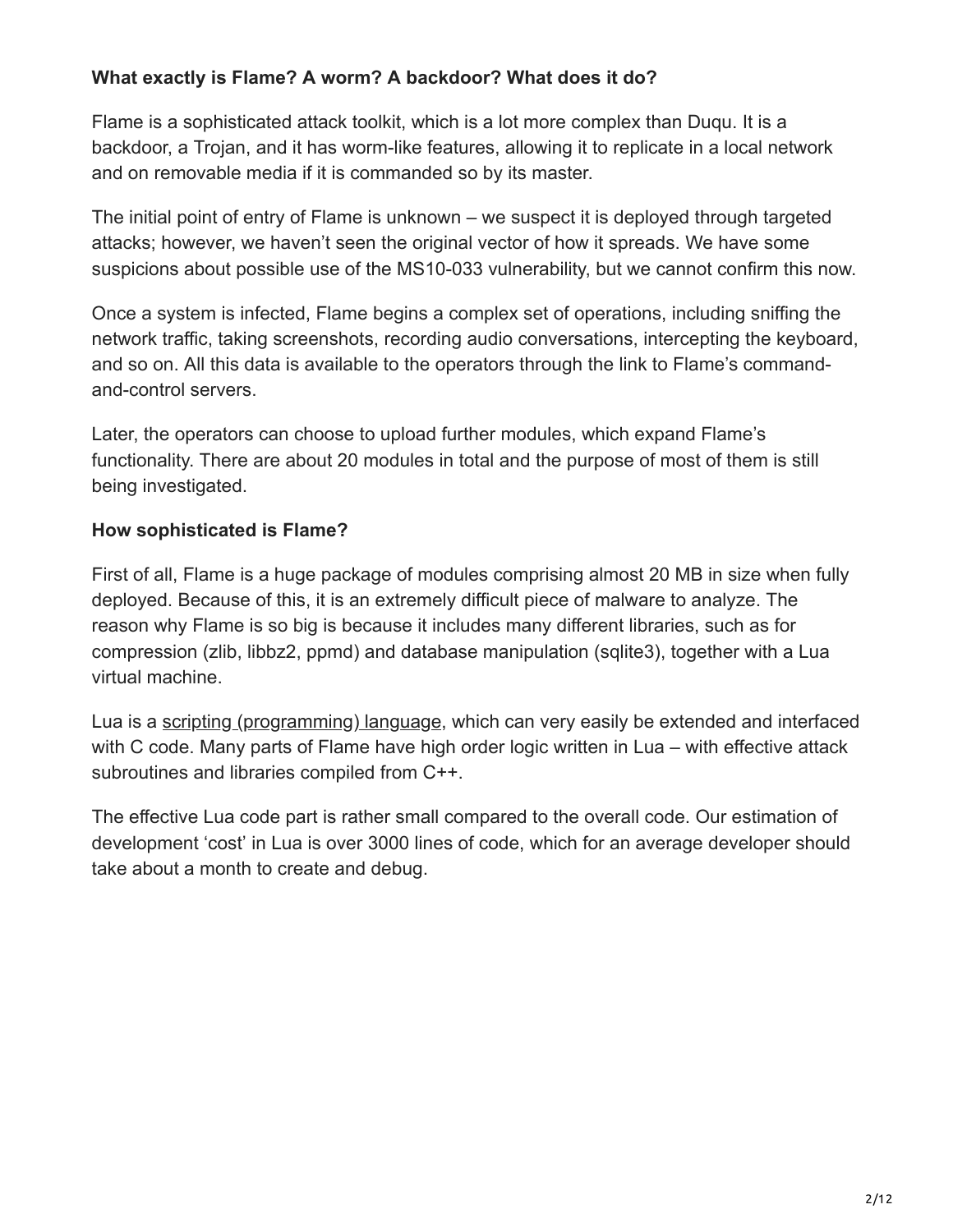**What exactly is Flame? A worm? A backdoor? What does it do?**

Flame is a sophisticated attack toolkit, which is a lot more complex than Duqu. It is a backdoor, a Trojan, and it has worm-like features, allowing it to replicate in a local network and on removable media if it is commanded so by its master.

The initial point of entry of Flame is unknown – we suspect it is deployed through targeted attacks; however, we haven't seen the original vector of how it spreads. We have some suspicions about possible use of the MS10-033 vulnerability, but we cannot confirm this now.

Once a system is infected, Flame begins a complex set of operations, including sniffing the network traffic, taking screenshots, recording audio conversations, intercepting the keyboard, and so on. All this data is available to the operators through the link to Flame's command-and-control servers.

Later, the operators can choose to upload further modules, which expand Flame's functionality. There are about 20 modules in total and the purpose of most of them is still being investigated.

**How sophisticated is Flame?**

First of all, Flame is a huge package of modules comprising almost 20 MB in size when fully deployed. Because of this, it is an extremely difficult piece of malware to analyze. The reason why Flame is so big is because it includes many different libraries, such as for compression (zlib, libbz2, ppmd) and database manipulation (sqlite3), together with a Lua virtual machine.

Lua is a scripting (programming) language, which can very easily be extended and interfaced with C code. Many parts of Flame have high order logic written in Lua – with effective attack subroutines and libraries compiled from C++.

The effective Lua code part is rather small compared to the overall code. Our estimation of development 'cost' in Lua is over 3000 lines of code, which for an average developer should take about a month to create and debug.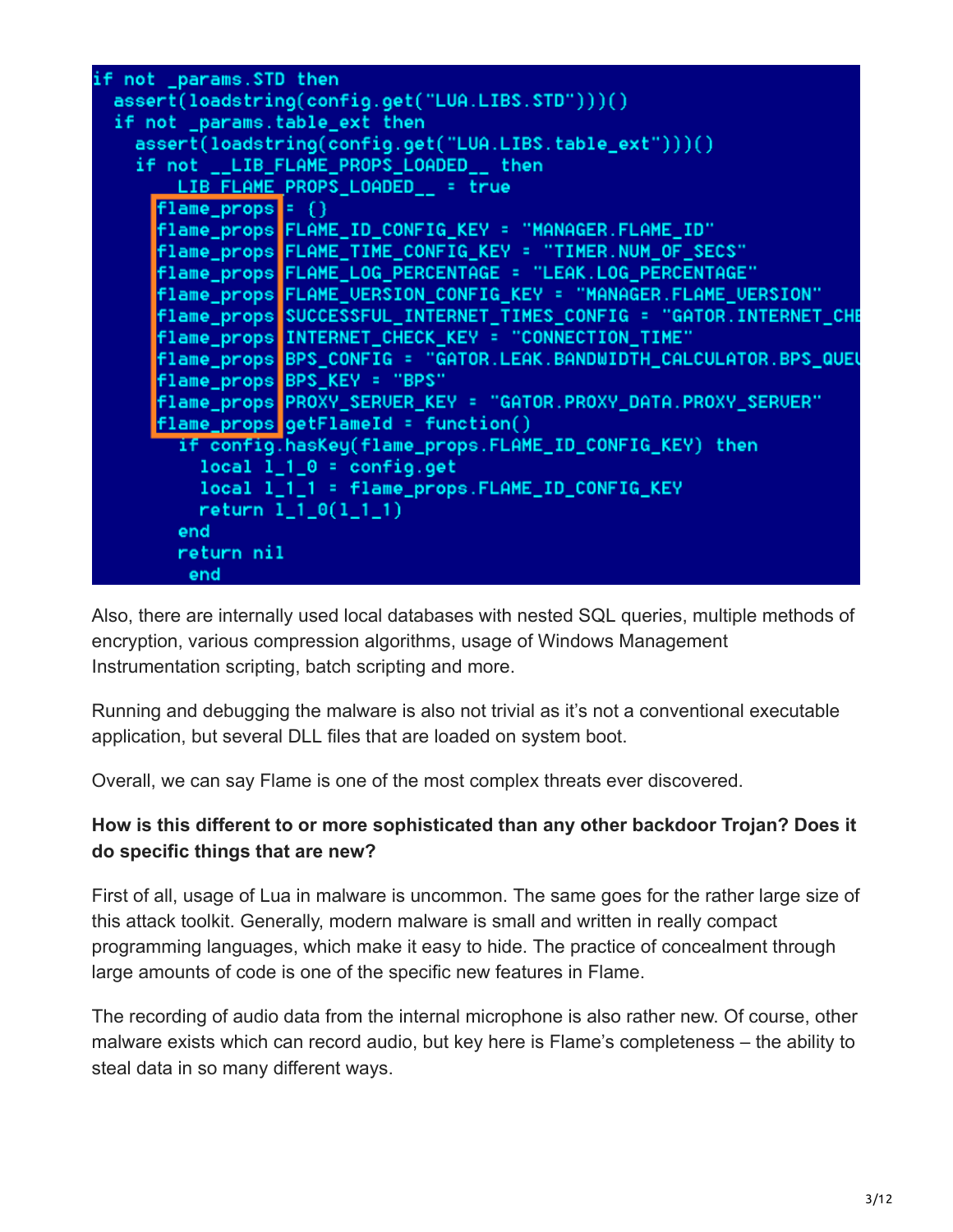```
if not _params.STD then
  assert(loadstring(config.get("LUA.LIBS.STD")))()
  if not _params.table_ext then
    assert(loadstring(config.get("LUA.LIBS.table_ext")))()
    if not __LIB_FLAME_PROPS_LOADED__ then
      __LIB_FLAME_PROPS_LOADED__ = true
      flame_props = {}
      flame_props.FLAME_ID_CONFIG_KEY = "MANAGER.FLAME_ID"
      flame_props.FLAME_TIME_CONFIG_KEY = "TIMER.NUM_OF_SECS"
      flame_props.FLAME_LOG_PERCENTAGE = "LEAK.LOG_PERCENTAGE"
      flame_props.FLAME_VERSION_CONFIG_KEY = "MANAGER.FLAME_VERSION"
      flame_props.SUCCESSFUL_INTERNET_TIMES_CONFIG = "GATOR.INTERNET_CHE
      flame_props.INTERNET_CHECK_KEY = "CONNECTION_TIME"
      flame_props.BPS_CONFIG = "GATOR.LEAK.BANDWIDTH_CALCULATOR.BPS_QUEU
      flame_props.BPS_KEY = "BPS"
      flame_props.PROXY_SERVER_KEY = "GATOR.PROXY_DATA.PROXY_SERVER"
      flame_props.getFlameId = function()
        if config.hasKey(flame_props.FLAME_ID_CONFIG_KEY) then
          local l_1_0 = config.get
          local l_1_1 = flame_props.FLAME_ID_CONFIG_KEY
          return l_1_0(l_1_1)
        end
        return nil
      end
```

Also, there are internally used local databases with nested SQL queries, multiple methods of encryption, various compression algorithms, usage of Windows Management Instrumentation scripting, batch scripting and more.

Running and debugging the malware is also not trivial as it's not a conventional executable application, but several DLL files that are loaded on system boot.

Overall, we can say Flame is one of the most complex threats ever discovered.

**How is this different to or more sophisticated than any other backdoor Trojan? Does it do specific things that are new?**

First of all, usage of Lua in malware is uncommon. The same goes for the rather large size of this attack toolkit. Generally, modern malware is small and written in really compact programming languages, which make it easy to hide. The practice of concealment through large amounts of code is one of the specific new features in Flame.

The recording of audio data from the internal microphone is also rather new. Of course, other malware exists which can record audio, but key here is Flame's completeness – the ability to steal data in so many different ways.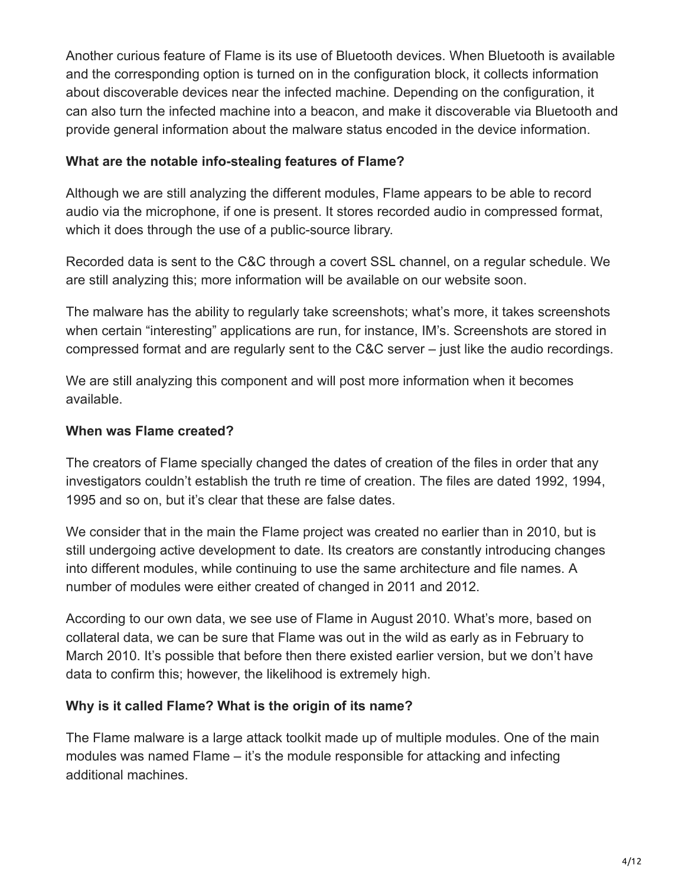Another curious feature of Flame is its use of Bluetooth devices. When Bluetooth is available and the corresponding option is turned on in the configuration block, it collects information about discoverable devices near the infected machine. Depending on the configuration, it can also turn the infected machine into a beacon, and make it discoverable via Bluetooth and provide general information about the malware status encoded in the device information.

**What are the notable info-stealing features of Flame?**

Although we are still analyzing the different modules, Flame appears to be able to record audio via the microphone, if one is present. It stores recorded audio in compressed format, which it does through the use of a public-source library.

Recorded data is sent to the C&C through a covert SSL channel, on a regular schedule. We are still analyzing this; more information will be available on our website soon.

The malware has the ability to regularly take screenshots; what's more, it takes screenshots when certain "interesting" applications are run, for instance, IM's. Screenshots are stored in compressed format and are regularly sent to the C&C server – just like the audio recordings.

We are still analyzing this component and will post more information when it becomes available.

**When was Flame created?**

The creators of Flame specially changed the dates of creation of the files in order that any investigators couldn't establish the truth re time of creation. The files are dated 1992, 1994, 1995 and so on, but it's clear that these are false dates.

We consider that in the main the Flame project was created no earlier than in 2010, but is still undergoing active development to date. Its creators are constantly introducing changes into different modules, while continuing to use the same architecture and file names. A number of modules were either created of changed in 2011 and 2012.

According to our own data, we see use of Flame in August 2010. What's more, based on collateral data, we can be sure that Flame was out in the wild as early as in February to March 2010. It's possible that before then there existed earlier version, but we don't have data to confirm this; however, the likelihood is extremely high.

**Why is it called Flame? What is the origin of its name?**

The Flame malware is a large attack toolkit made up of multiple modules. One of the main modules was named Flame – it's the module responsible for attacking and infecting additional machines.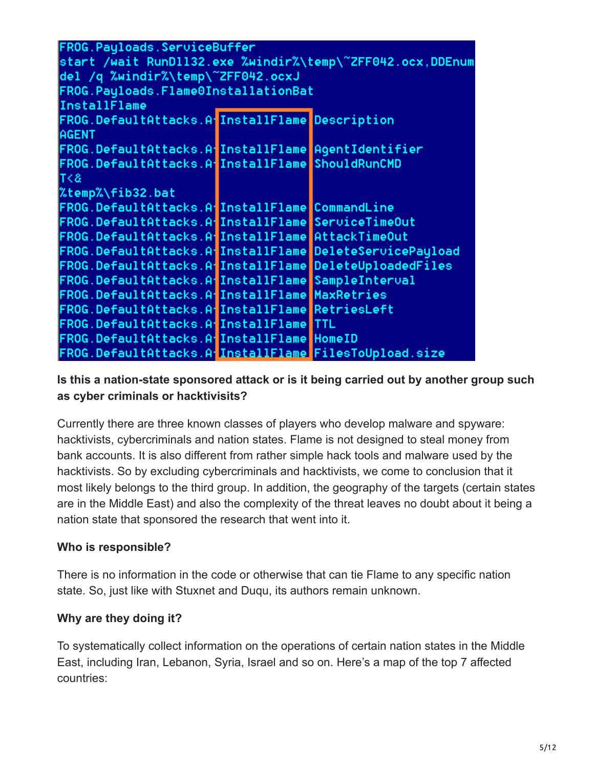```
FROG.Payloads.ServiceBuffer
start /wait RunDll32.exe %windir%\temp\~ZFF042.ocx,DDEnum
del /q %windir%\temp\~ZFF042.ocxJ
FROG.Payloads.Flame0InstallationBat
InstallFlame
FROG.DefaultAttacks.A InstallFlame Description
AGENT
FROG.DefaultAttacks.A InstallFlame AgentIdentifier
FROG.DefaultAttacks.A InstallFlame ShouldRunCMD
T<&
%temp%\fib32.bat
FROG.DefaultAttacks.A InstallFlame CommandLine
FROG.DefaultAttacks.A InstallFlame ServiceTimeOut
FROG.DefaultAttacks.A InstallFlame AttackTimeOut
FROG.DefaultAttacks.A InstallFlame DeleteServicePayload
FROG.DefaultAttacks.A InstallFlame DeleteUploadedFiles
FROG.DefaultAttacks.A InstallFlame SampleInterval
FROG.DefaultAttacks.A InstallFlame MaxRetries
FROG.DefaultAttacks.A InstallFlame RetriesLeft
FROG.DefaultAttacks.A InstallFlame TTL
FROG.DefaultAttacks.A InstallFlame HomeID
FROG.DefaultAttacks.A InstallFlame FilesToUpload.size
```

**Is this a nation-state sponsored attack or is it being carried out by another group such as cyber criminals or hacktivisits?**

Currently there are three known classes of players who develop malware and spyware: hacktivists, cybercriminals and nation states. Flame is not designed to steal money from bank accounts. It is also different from rather simple hack tools and malware used by the hacktivists. So by excluding cybercriminals and hacktivists, we come to conclusion that it most likely belongs to the third group. In addition, the geography of the targets (certain states are in the Middle East) and also the complexity of the threat leaves no doubt about it being a nation state that sponsored the research that went into it.

**Who is responsible?**

There is no information in the code or otherwise that can tie Flame to any specific nation state. So, just like with Stuxnet and Duqu, its authors remain unknown.

**Why are they doing it?**

To systematically collect information on the operations of certain nation states in the Middle East, including Iran, Lebanon, Syria, Israel and so on. Here's a map of the top 7 affected countries: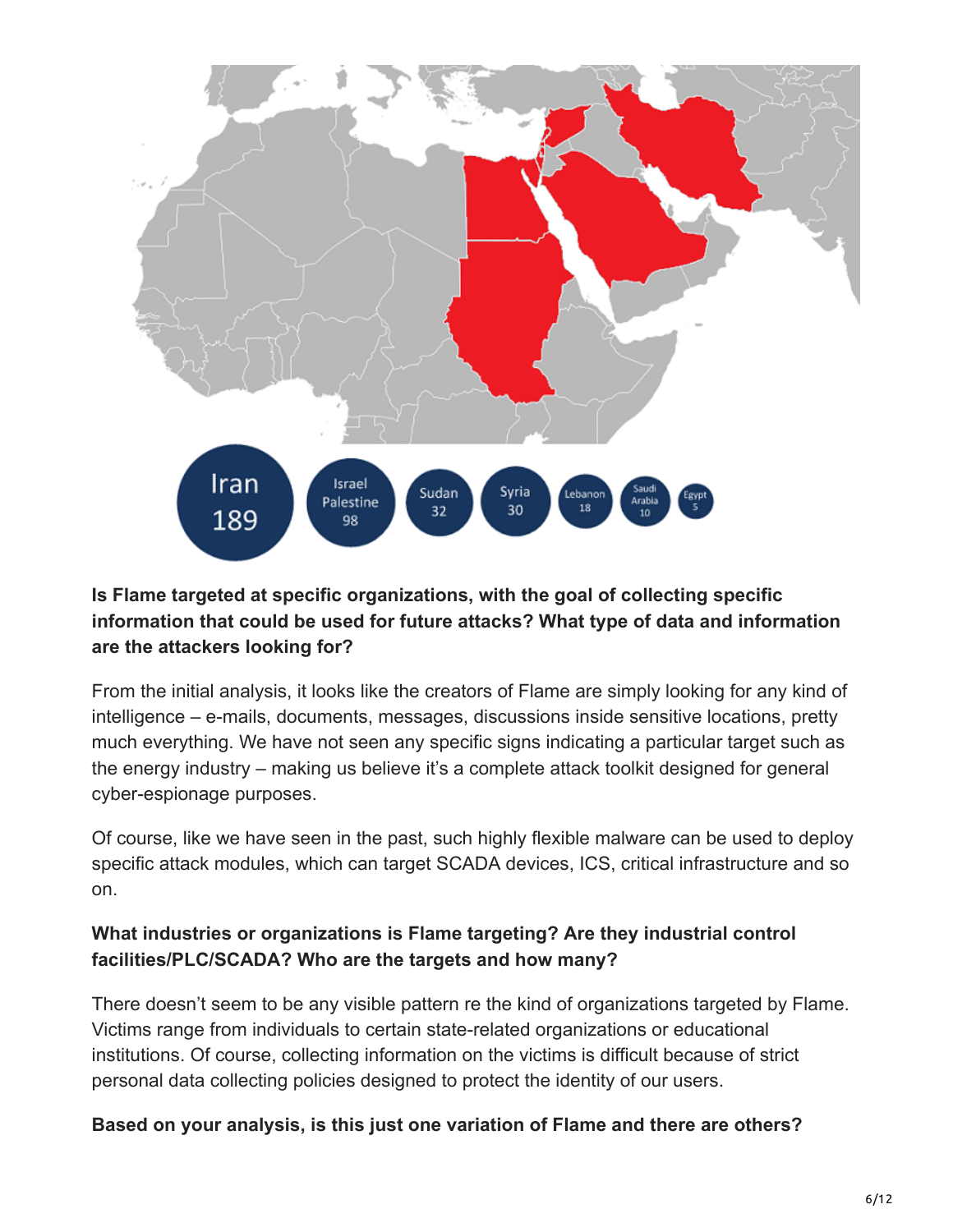Iran 189

Israel Palestine 98

Sudan 32

Syria 30

Lebanon 18

Saudi Arabia 10

Egypt 5

**Is Flame targeted at specific organizations, with the goal of collecting specific information that could be used for future attacks? What type of data and information are the attackers looking for?**

From the initial analysis, it looks like the creators of Flame are simply looking for any kind of intelligence – e-mails, documents, messages, discussions inside sensitive locations, pretty much everything. We have not seen any specific signs indicating a particular target such as the energy industry – making us believe it's a complete attack toolkit designed for general cyber-espionage purposes.

Of course, like we have seen in the past, such highly flexible malware can be used to deploy specific attack modules, which can target SCADA devices, ICS, critical infrastructure and so on.

**What industries or organizations is Flame targeting? Are they industrial control facilities/PLC/SCADA? Who are the targets and how many?**

There doesn't seem to be any visible pattern re the kind of organizations targeted by Flame. Victims range from individuals to certain state-related organizations or educational institutions. Of course, collecting information on the victims is difficult because of strict personal data collecting policies designed to protect the identity of our users.

**Based on your analysis, is this just one variation of Flame and there are others?**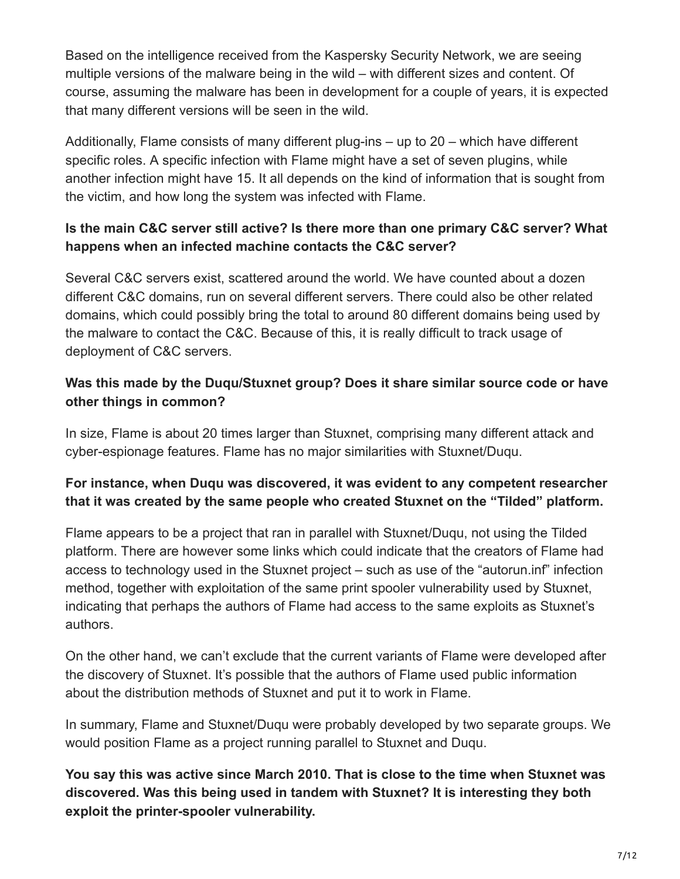Based on the intelligence received from the Kaspersky Security Network, we are seeing multiple versions of the malware being in the wild – with different sizes and content. Of course, assuming the malware has been in development for a couple of years, it is expected that many different versions will be seen in the wild.

Additionally, Flame consists of many different plug-ins – up to 20 – which have different specific roles. A specific infection with Flame might have a set of seven plugins, while another infection might have 15. It all depends on the kind of information that is sought from the victim, and how long the system was infected with Flame.

**Is the main C&C server still active? Is there more than one primary C&C server? What happens when an infected machine contacts the C&C server?**

Several C&C servers exist, scattered around the world. We have counted about a dozen different C&C domains, run on several different servers. There could also be other related domains, which could possibly bring the total to around 80 different domains being used by the malware to contact the C&C. Because of this, it is really difficult to track usage of deployment of C&C servers.

**Was this made by the Duqu/Stuxnet group? Does it share similar source code or have other things in common?**

In size, Flame is about 20 times larger than Stuxnet, comprising many different attack and cyber-espionage features. Flame has no major similarities with Stuxnet/Duqu.

**For instance, when Duqu was discovered, it was evident to any competent researcher that it was created by the same people who created Stuxnet on the "Tilded" platform.**

Flame appears to be a project that ran in parallel with Stuxnet/Duqu, not using the Tilded platform. There are however some links which could indicate that the creators of Flame had access to technology used in the Stuxnet project – such as use of the "autorun.inf" infection method, together with exploitation of the same print spooler vulnerability used by Stuxnet, indicating that perhaps the authors of Flame had access to the same exploits as Stuxnet's authors.

On the other hand, we can't exclude that the current variants of Flame were developed after the discovery of Stuxnet. It's possible that the authors of Flame used public information about the distribution methods of Stuxnet and put it to work in Flame.

In summary, Flame and Stuxnet/Duqu were probably developed by two separate groups. We would position Flame as a project running parallel to Stuxnet and Duqu.

**You say this was active since March 2010. That is close to the time when Stuxnet was discovered. Was this being used in tandem with Stuxnet? It is interesting they both exploit the printer-spooler vulnerability.**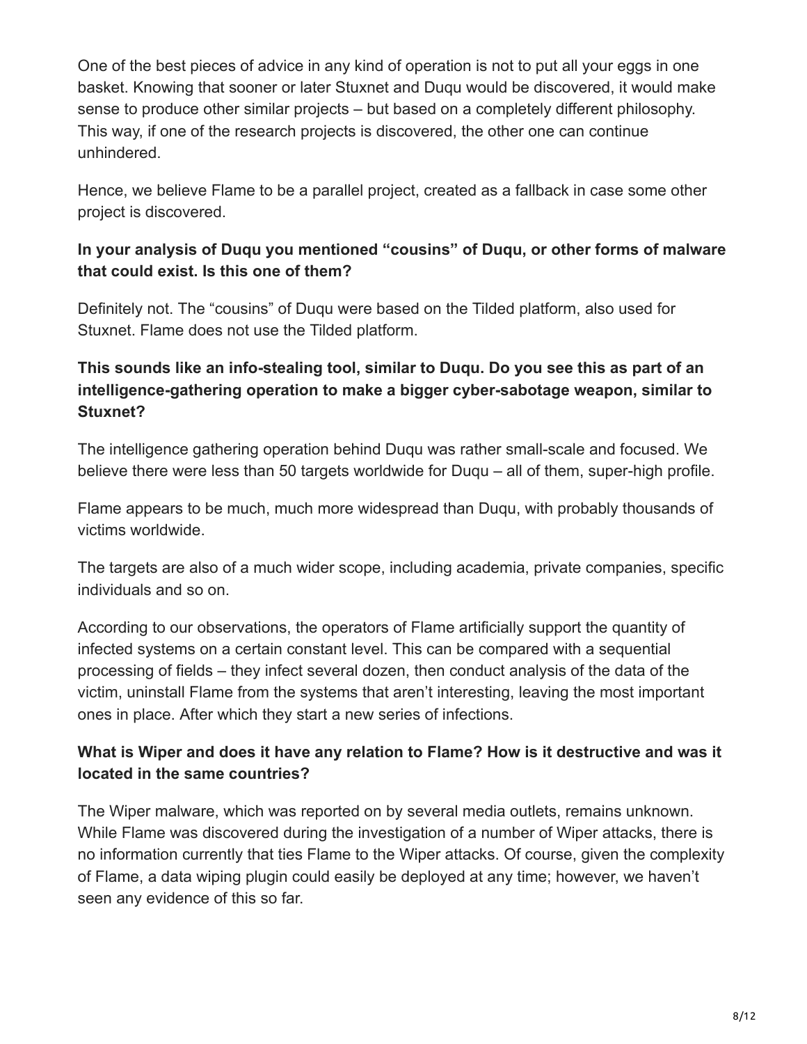One of the best pieces of advice in any kind of operation is not to put all your eggs in one basket. Knowing that sooner or later Stuxnet and Duqu would be discovered, it would make sense to produce other similar projects – but based on a completely different philosophy. This way, if one of the research projects is discovered, the other one can continue unhindered.

Hence, we believe Flame to be a parallel project, created as a fallback in case some other project is discovered.

**In your analysis of Duqu you mentioned "cousins" of Duqu, or other forms of malware that could exist. Is this one of them?**

Definitely not. The "cousins" of Duqu were based on the Tilded platform, also used for Stuxnet. Flame does not use the Tilded platform.

**This sounds like an info-stealing tool, similar to Duqu. Do you see this as part of an intelligence-gathering operation to make a bigger cyber-sabotage weapon, similar to Stuxnet?**

The intelligence gathering operation behind Duqu was rather small-scale and focused. We believe there were less than 50 targets worldwide for Duqu – all of them, super-high profile.

Flame appears to be much, much more widespread than Duqu, with probably thousands of victims worldwide.

The targets are also of a much wider scope, including academia, private companies, specific individuals and so on.

According to our observations, the operators of Flame artificially support the quantity of infected systems on a certain constant level. This can be compared with a sequential processing of fields – they infect several dozen, then conduct analysis of the data of the victim, uninstall Flame from the systems that aren't interesting, leaving the most important ones in place. After which they start a new series of infections.

**What is Wiper and does it have any relation to Flame? How is it destructive and was it located in the same countries?**

The Wiper malware, which was reported on by several media outlets, remains unknown. While Flame was discovered during the investigation of a number of Wiper attacks, there is no information currently that ties Flame to the Wiper attacks. Of course, given the complexity of Flame, a data wiping plugin could easily be deployed at any time; however, we haven't seen any evidence of this so far.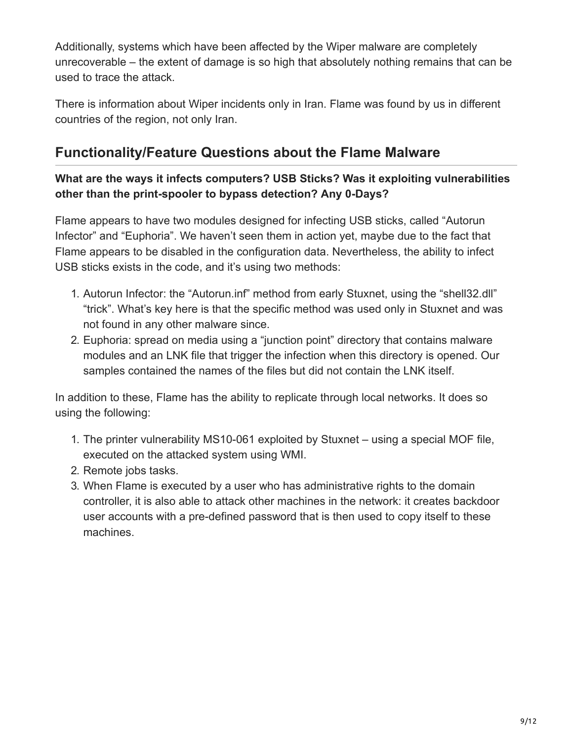Additionally, systems which have been affected by the Wiper malware are completely unrecoverable – the extent of damage is so high that absolutely nothing remains that can be used to trace the attack.

There is information about Wiper incidents only in Iran. Flame was found by us in different countries of the region, not only Iran.

## Functionality/Feature Questions about the Flame Malware

**What are the ways it infects computers? USB Sticks? Was it exploiting vulnerabilities other than the print-spooler to bypass detection? Any 0-Days?**

Flame appears to have two modules designed for infecting USB sticks, called "Autorun Infector" and "Euphoria". We haven't seen them in action yet, maybe due to the fact that Flame appears to be disabled in the configuration data. Nevertheless, the ability to infect USB sticks exists in the code, and it's using two methods:

1. Autorun Infector: the "Autorun.inf" method from early Stuxnet, using the "shell32.dll" "trick". What's key here is that the specific method was used only in Stuxnet and was not found in any other malware since.
2. Euphoria: spread on media using a "junction point" directory that contains malware modules and an LNK file that trigger the infection when this directory is opened. Our samples contained the names of the files but did not contain the LNK itself.

In addition to these, Flame has the ability to replicate through local networks. It does so using the following:

1. The printer vulnerability MS10-061 exploited by Stuxnet – using a special MOF file, executed on the attacked system using WMI.
2. Remote jobs tasks.
3. When Flame is executed by a user who has administrative rights to the domain controller, it is also able to attack other machines in the network: it creates backdoor user accounts with a pre-defined password that is then used to copy itself to these machines.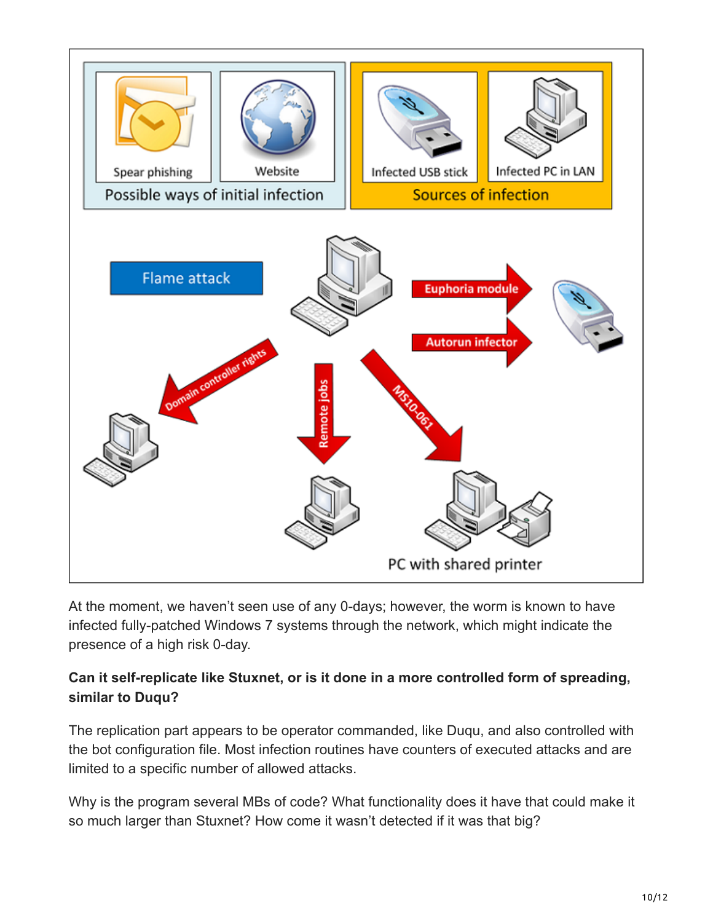At the moment, we haven't seen use of any 0-days; however, the worm is known to have infected fully-patched Windows 7 systems through the network, which might indicate the presence of a high risk 0-day.

**Can it self-replicate like Stuxnet, or is it done in a more controlled form of spreading, similar to Duqu?**

The replication part appears to be operator commanded, like Duqu, and also controlled with the bot configuration file. Most infection routines have counters of executed attacks and are limited to a specific number of allowed attacks.

Why is the program several MBs of code? What functionality does it have that could make it so much larger than Stuxnet? How come it wasn't detected if it was that big?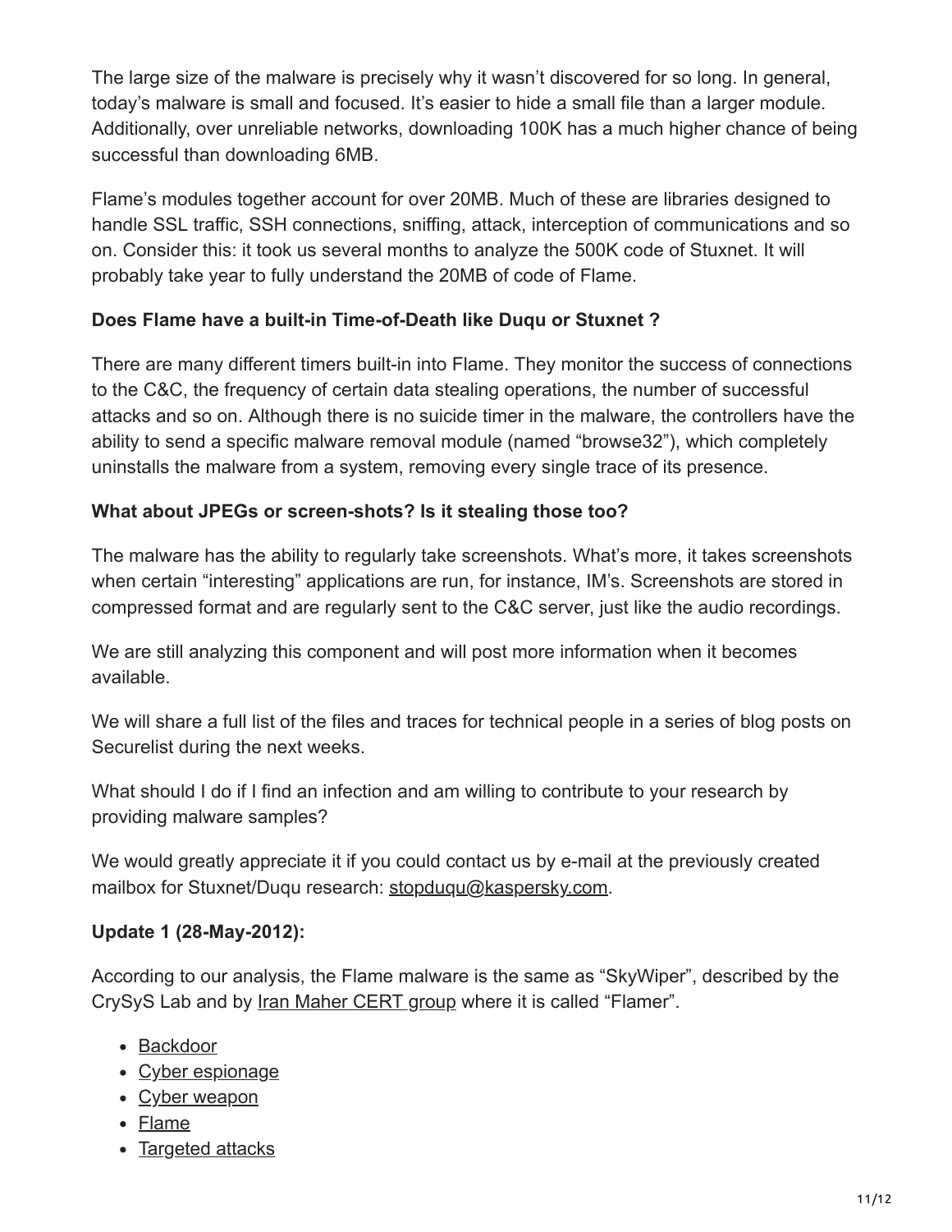The large size of the malware is precisely why it wasn't discovered for so long. In general, today's malware is small and focused. It's easier to hide a small file than a larger module. Additionally, over unreliable networks, downloading 100K has a much higher chance of being successful than downloading 6MB.

Flame's modules together account for over 20MB. Much of these are libraries designed to handle SSL traffic, SSH connections, sniffing, attack, interception of communications and so on. Consider this: it took us several months to analyze the 500K code of Stuxnet. It will probably take year to fully understand the 20MB of code of Flame.

**Does Flame have a built-in Time-of-Death like Duqu or Stuxnet ?**

There are many different timers built-in into Flame. They monitor the success of connections to the C&C, the frequency of certain data stealing operations, the number of successful attacks and so on. Although there is no suicide timer in the malware, the controllers have the ability to send a specific malware removal module (named "browse32"), which completely uninstalls the malware from a system, removing every single trace of its presence.

**What about JPEGs or screen-shots? Is it stealing those too?**

The malware has the ability to regularly take screenshots. What's more, it takes screenshots when certain "interesting" applications are run, for instance, IM's. Screenshots are stored in compressed format and are regularly sent to the C&C server, just like the audio recordings.

We are still analyzing this component and will post more information when it becomes available.

We will share a full list of the files and traces for technical people in a series of blog posts on Securelist during the next weeks.

What should I do if I find an infection and am willing to contribute to your research by providing malware samples?

We would greatly appreciate it if you could contact us by e-mail at the previously created mailbox for Stuxnet/Duqu research: stopduqu@kaspersky.com.

**Update 1 (28-May-2012):**

According to our analysis, the Flame malware is the same as "SkyWiper", described by the CrySyS Lab and by Iran Maher CERT group where it is called "Flamer".

- Backdoor
- Cyber espionage
- Cyber weapon
- Flame
- Targeted attacks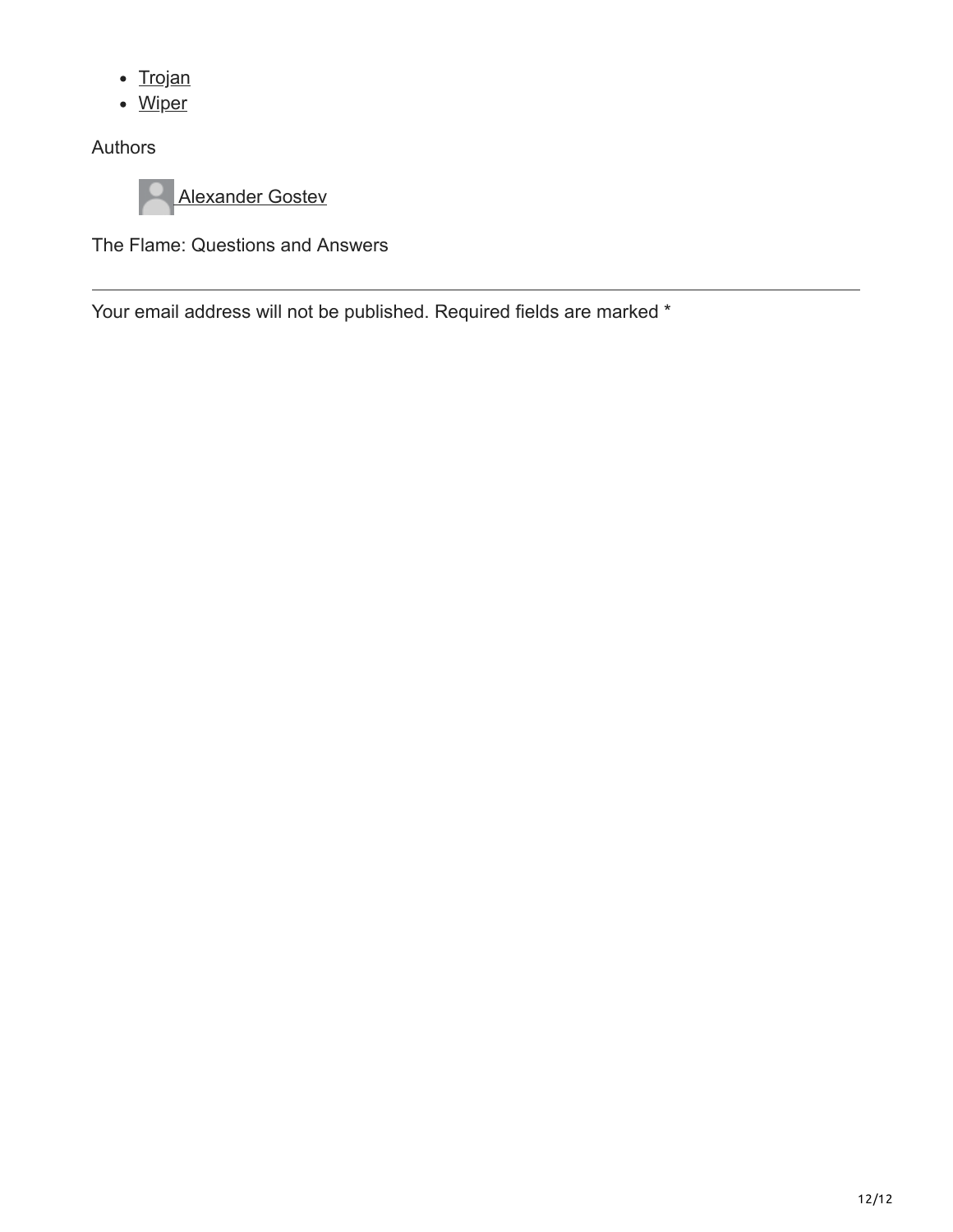- Trojan
- Wiper

Authors

Alexander Gostev

The Flame: Questions and Answers

---

Your email address will not be published. Required fields are marked *